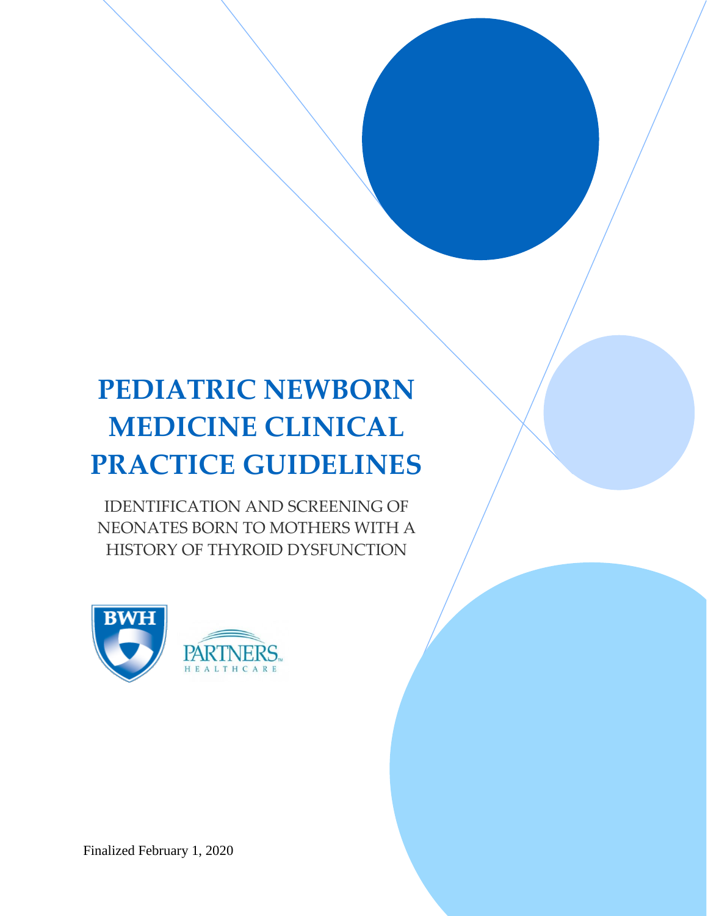# PEDIATRIC NEWBORN MEDICINE CLINICAL PRACTICE GUIDELINES

## IDENTIFICATION AND SCREENING OF NEONATES BORN TO MOTHERS WITH A HISTORY OF THYROID DYSFUNCTION

BWH

PARTNERS HEALTHCARE

Finalized February 1, 2020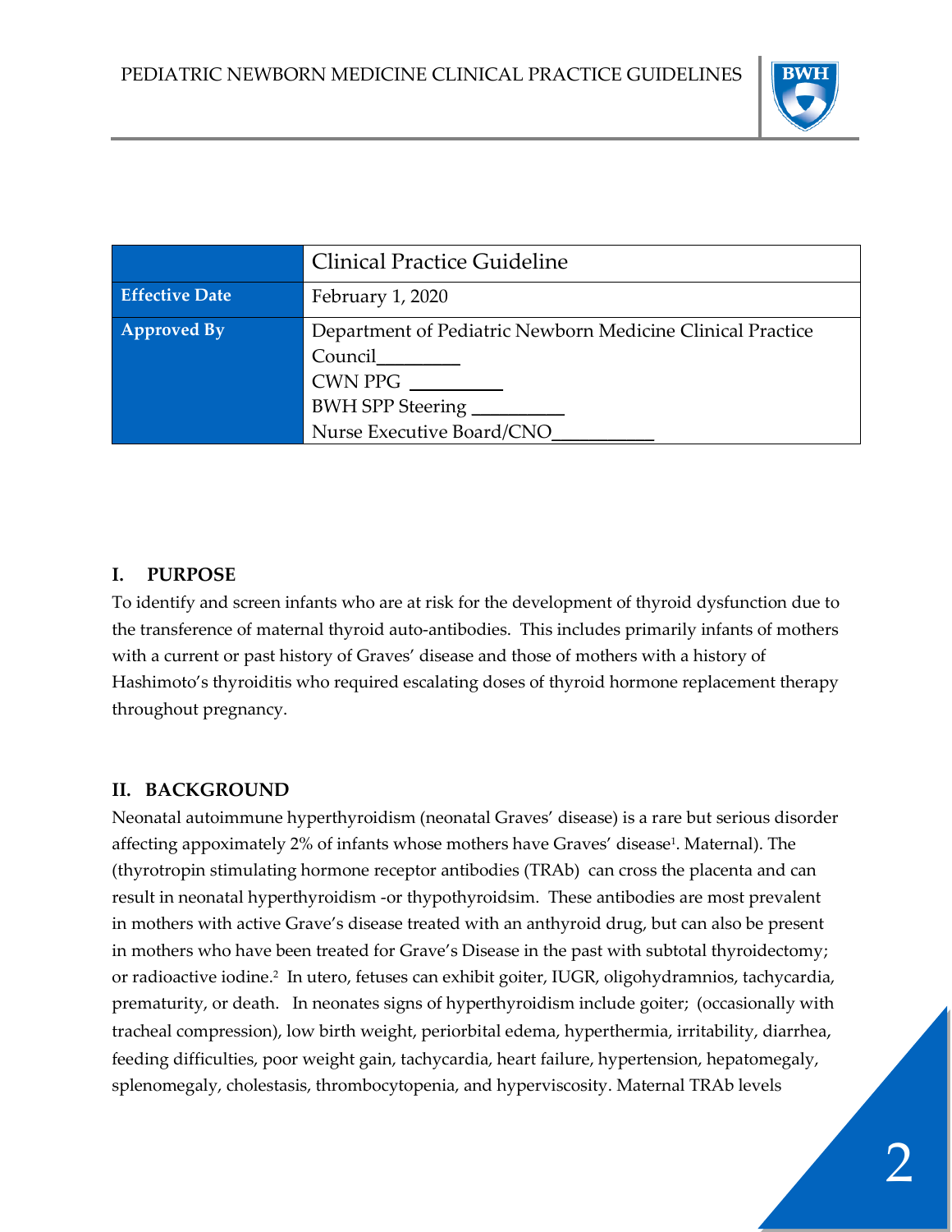| | Clinical Practice Guideline |
| --- | --- |
| **Effective Date** | February 1, 2020 |
| **Approved By** | Department of Pediatric Newborn Medicine Clinical Practice Council________<br>CWN PPG ________<br>BWH SPP Steering ________<br>Nurse Executive Board/CNO__________ |

## I. PURPOSE

To identify and screen infants who are at risk for the development of thyroid dysfunction due to the transference of maternal thyroid auto-antibodies. This includes primarily infants of mothers with a current or past history of Graves' disease and those of mothers with a history of Hashimoto's thyroiditis who required escalating doses of thyroid hormone replacement therapy throughout pregnancy.

## II. BACKGROUND

Neonatal autoimmune hyperthyroidism (neonatal Graves' disease) is a rare but serious disorder affecting appoximately 2% of infants whose mothers have Graves' disease[1]. Maternal). The (thyrotropin stimulating hormone receptor antibodies (TRAb) can cross the placenta and can result in neonatal hyperthyroidism -or thypothyroidsim. These antibodies are most prevalent in mothers with active Grave's disease treated with an anthyroid drug, but can also be present in mothers who have been treated for Grave's Disease in the past with subtotal thyroidectomy; or radioactive iodine.[2] In utero, fetuses can exhibit goiter, IUGR, oligohydramnios, tachycardia, prematurity, or death. In neonates signs of hyperthyroidism include goiter; (occasionally with tracheal compression), low birth weight, periorbital edema, hyperthermia, irritability, diarrhea, feeding difficulties, poor weight gain, tachycardia, heart failure, hypertension, hepatomegaly, splenomegaly, cholestasis, thrombocytopenia, and hyperviscosity. Maternal TRAb levels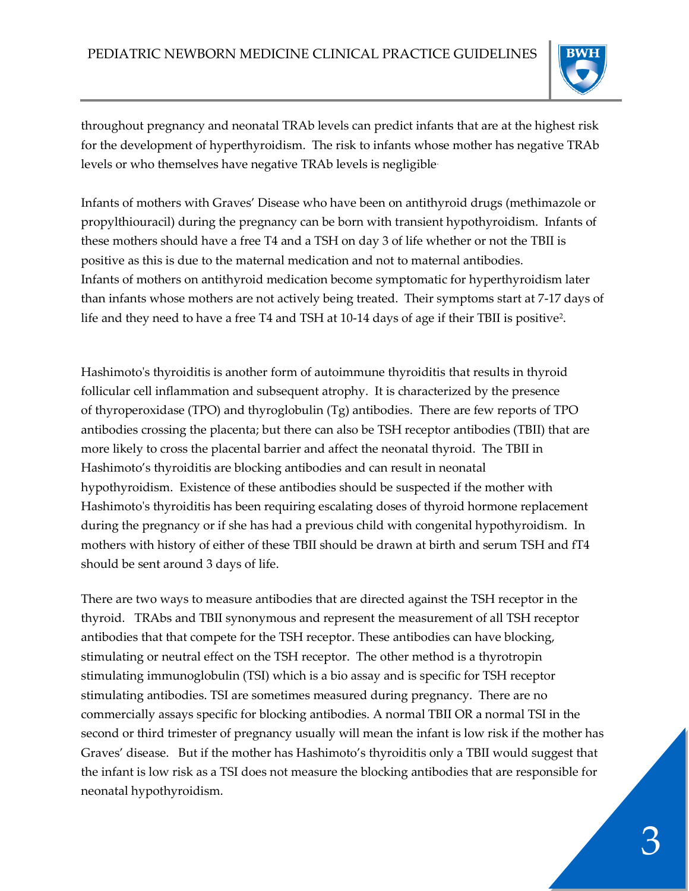throughout pregnancy and neonatal TRAb levels can predict infants that are at the highest risk for the development of hyperthyroidism. The risk to infants whose mother has negative TRAb levels or who themselves have negative TRAb levels is negligible.

Infants of mothers with Graves' Disease who have been on antithyroid drugs (methimazole or propylthiouracil) during the pregnancy can be born with transient hypothyroidism. Infants of these mothers should have a free T4 and a TSH on day 3 of life whether or not the TBII is positive as this is due to the maternal medication and not to maternal antibodies. Infants of mothers on antithyroid medication become symptomatic for hyperthyroidism later than infants whose mothers are not actively being treated. Their symptoms start at 7-17 days of life and they need to have a free T4 and TSH at 10-14 days of age if their TBII is positive[2].

Hashimoto's thyroiditis is another form of autoimmune thyroiditis that results in thyroid follicular cell inflammation and subsequent atrophy. It is characterized by the presence of thyroperoxidase (TPO) and thyroglobulin (Tg) antibodies. There are few reports of TPO antibodies crossing the placenta; but there can also be TSH receptor antibodies (TBII) that are more likely to cross the placental barrier and affect the neonatal thyroid. The TBII in Hashimoto's thyroiditis are blocking antibodies and can result in neonatal hypothyroidism. Existence of these antibodies should be suspected if the mother with Hashimoto's thyroiditis has been requiring escalating doses of thyroid hormone replacement during the pregnancy or if she has had a previous child with congenital hypothyroidism. In mothers with history of either of these TBII should be drawn at birth and serum TSH and fT4 should be sent around 3 days of life.

There are two ways to measure antibodies that are directed against the TSH receptor in the thyroid. TRAbs and TBII synonymous and represent the measurement of all TSH receptor antibodies that that compete for the TSH receptor. These antibodies can have blocking, stimulating or neutral effect on the TSH receptor. The other method is a thyrotropin stimulating immunoglobulin (TSI) which is a bio assay and is specific for TSH receptor stimulating antibodies. TSI are sometimes measured during pregnancy. There are no commercially assays specific for blocking antibodies. A normal TBII OR a normal TSI in the second or third trimester of pregnancy usually will mean the infant is low risk if the mother has Graves' disease. But if the mother has Hashimoto's thyroiditis only a TBII would suggest that the infant is low risk as a TSI does not measure the blocking antibodies that are responsible for neonatal hypothyroidism.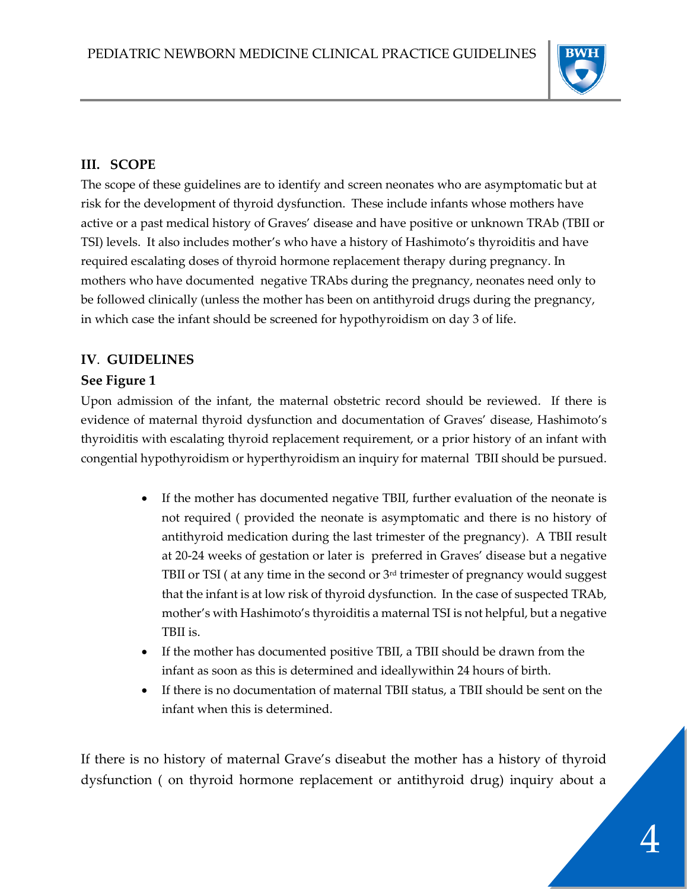## III. SCOPE

The scope of these guidelines are to identify and screen neonates who are asymptomatic but at risk for the development of thyroid dysfunction. These include infants whose mothers have active or a past medical history of Graves' disease and have positive or unknown TRAb (TBII or TSI) levels. It also includes mother's who have a history of Hashimoto's thyroiditis and have required escalating doses of thyroid hormone replacement therapy during pregnancy. In mothers who have documented negative TRAbs during the pregnancy, neonates need only to be followed clinically (unless the mother has been on antithyroid drugs during the pregnancy, in which case the infant should be screened for hypothyroidism on day 3 of life.

## IV. GUIDELINES

### See Figure 1

Upon admission of the infant, the maternal obstetric record should be reviewed. If there is evidence of maternal thyroid dysfunction and documentation of Graves' disease, Hashimoto's thyroiditis with escalating thyroid replacement requirement, or a prior history of an infant with congential hypothyroidism or hyperthyroidism an inquiry for maternal TBII should be pursued.

- If the mother has documented negative TBII, further evaluation of the neonate is not required ( provided the neonate is asymptomatic and there is no history of antithyroid medication during the last trimester of the pregnancy). A TBII result at 20-24 weeks of gestation or later is preferred in Graves' disease but a negative TBII or TSI ( at any time in the second or 3rd trimester of pregnancy would suggest that the infant is at low risk of thyroid dysfunction. In the case of suspected TRAb, mother's with Hashimoto's thyroiditis a maternal TSI is not helpful, but a negative TBII is.
- If the mother has documented positive TBII, a TBII should be drawn from the infant as soon as this is determined and ideallywithin 24 hours of birth.
- If there is no documentation of maternal TBII status, a TBII should be sent on the infant when this is determined.

If there is no history of maternal Grave's diseabut the mother has a history of thyroid dysfunction ( on thyroid hormone replacement or antithyroid drug) inquiry about a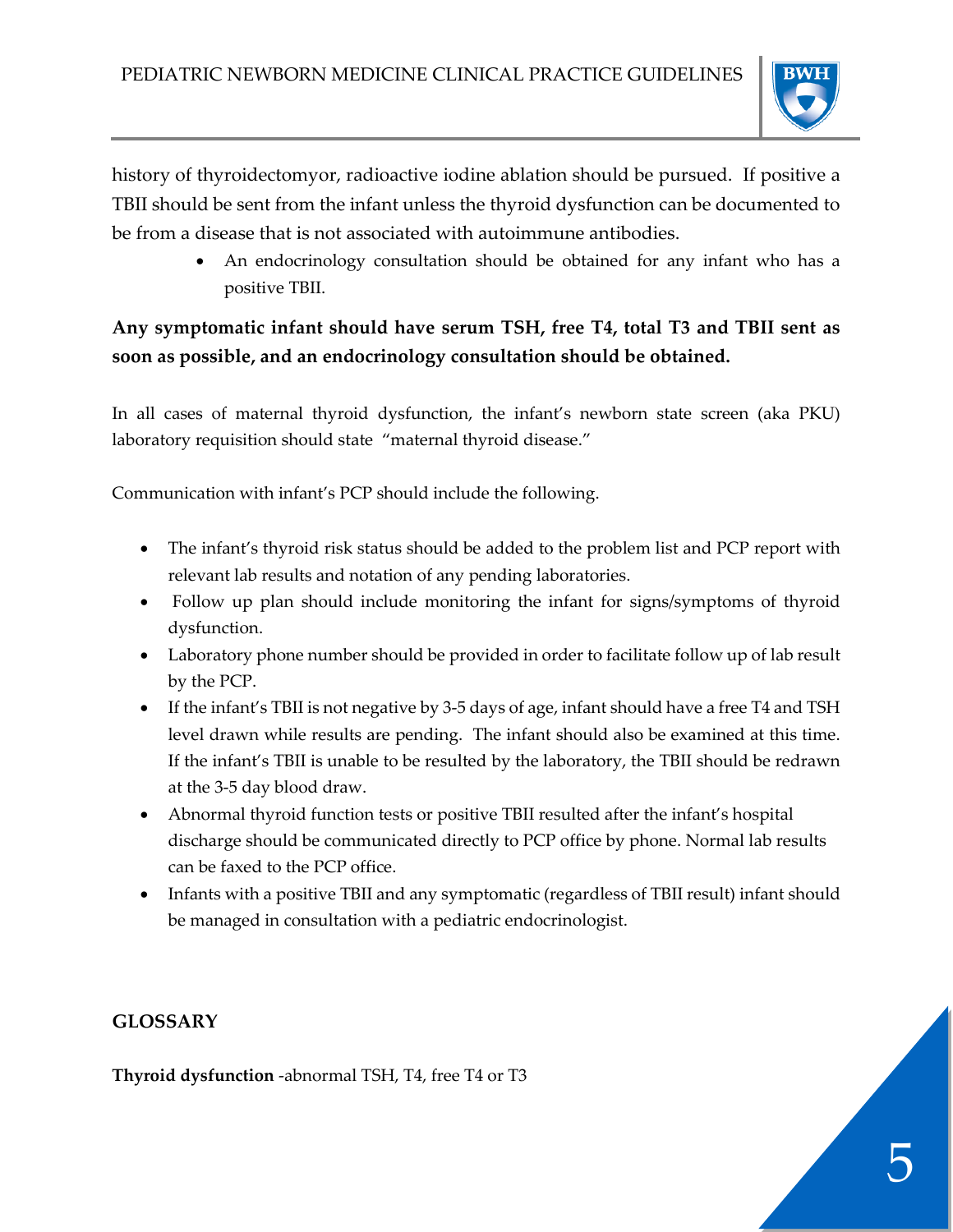history of thyroidectomyor, radioactive iodine ablation should be pursued. If positive a TBII should be sent from the infant unless the thyroid dysfunction can be documented to be from a disease that is not associated with autoimmune antibodies.

- An endocrinology consultation should be obtained for any infant who has a positive TBII.

**Any symptomatic infant should have serum TSH, free T4, total T3 and TBII sent as soon as possible, and an endocrinology consultation should be obtained.**

In all cases of maternal thyroid dysfunction, the infant's newborn state screen (aka PKU) laboratory requisition should state "maternal thyroid disease."

Communication with infant's PCP should include the following.

- The infant's thyroid risk status should be added to the problem list and PCP report with relevant lab results and notation of any pending laboratories.
- Follow up plan should include monitoring the infant for signs/symptoms of thyroid dysfunction.
- Laboratory phone number should be provided in order to facilitate follow up of lab result by the PCP.
- If the infant's TBII is not negative by 3-5 days of age, infant should have a free T4 and TSH level drawn while results are pending. The infant should also be examined at this time. If the infant's TBII is unable to be resulted by the laboratory, the TBII should be redrawn at the 3-5 day blood draw.
- Abnormal thyroid function tests or positive TBII resulted after the infant's hospital discharge should be communicated directly to PCP office by phone. Normal lab results can be faxed to the PCP office.
- Infants with a positive TBII and any symptomatic (regardless of TBII result) infant should be managed in consultation with a pediatric endocrinologist.

## GLOSSARY

**Thyroid dysfunction** -abnormal TSH, T4, free T4 or T3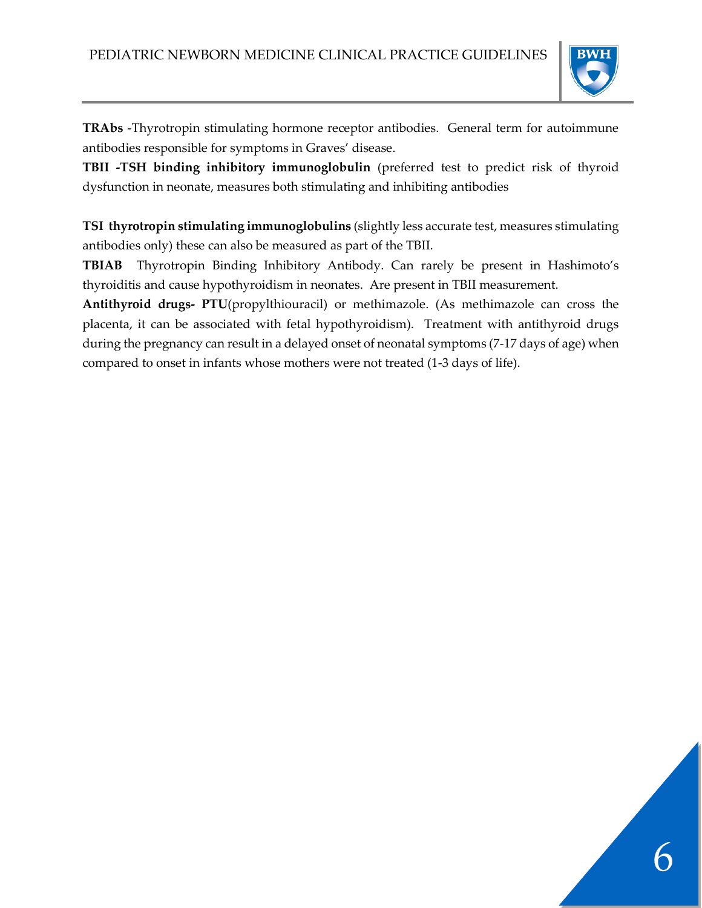**TRAbs** -Thyrotropin stimulating hormone receptor antibodies. General term for autoimmune antibodies responsible for symptoms in Graves' disease.

**TBII -TSH binding inhibitory immunoglobulin** (preferred test to predict risk of thyroid dysfunction in neonate, measures both stimulating and inhibiting antibodies

**TSI thyrotropin stimulating immunoglobulins** (slightly less accurate test, measures stimulating antibodies only) these can also be measured as part of the TBII.

**TBIAB** Thyrotropin Binding Inhibitory Antibody. Can rarely be present in Hashimoto's thyroiditis and cause hypothyroidism in neonates. Are present in TBII measurement.

**Antithyroid drugs- PTU**(propylthiouracil) or methimazole. (As methimazole can cross the placenta, it can be associated with fetal hypothyroidism). Treatment with antithyroid drugs during the pregnancy can result in a delayed onset of neonatal symptoms (7-17 days of age) when compared to onset in infants whose mothers were not treated (1-3 days of life).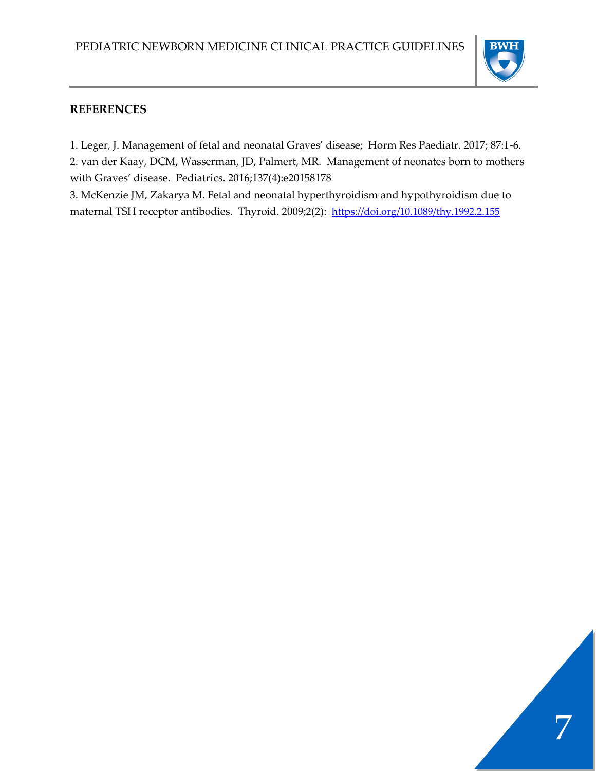## REFERENCES

1. Leger, J. Management of fetal and neonatal Graves' disease; Horm Res Paediatr. 2017; 87:1-6.
2. van der Kaay, DCM, Wasserman, JD, Palmert, MR. Management of neonates born to mothers with Graves' disease. Pediatrics. 2016;137(4):e20158178
3. McKenzie JM, Zakarya M. Fetal and neonatal hyperthyroidism and hypothyroidism due to maternal TSH receptor antibodies. Thyroid. 2009;2(2): https://doi.org/10.1089/thy.1992.2.155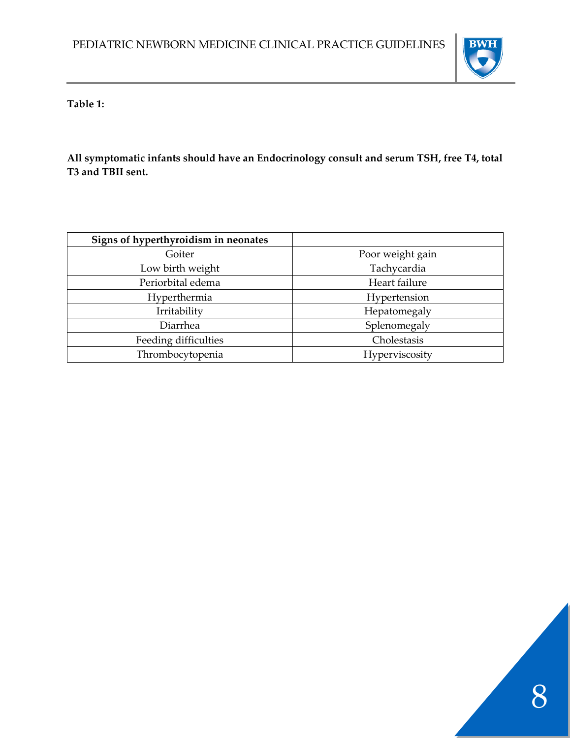**Table 1:**

**All symptomatic infants should have an Endocrinology consult and serum TSH, free T4, total T3 and TBII sent.**

| **Signs of hyperthyroidism in neonates** | |
|---|---|
| Goiter | Poor weight gain |
| Low birth weight | Tachycardia |
| Periorbital edema | Heart failure |
| Hyperthermia | Hypertension |
| Irritability | Hepatomegaly |
| Diarrhea | Splenomegaly |
| Feeding difficulties | Cholestasis |
| Thrombocytopenia | Hyperviscosity |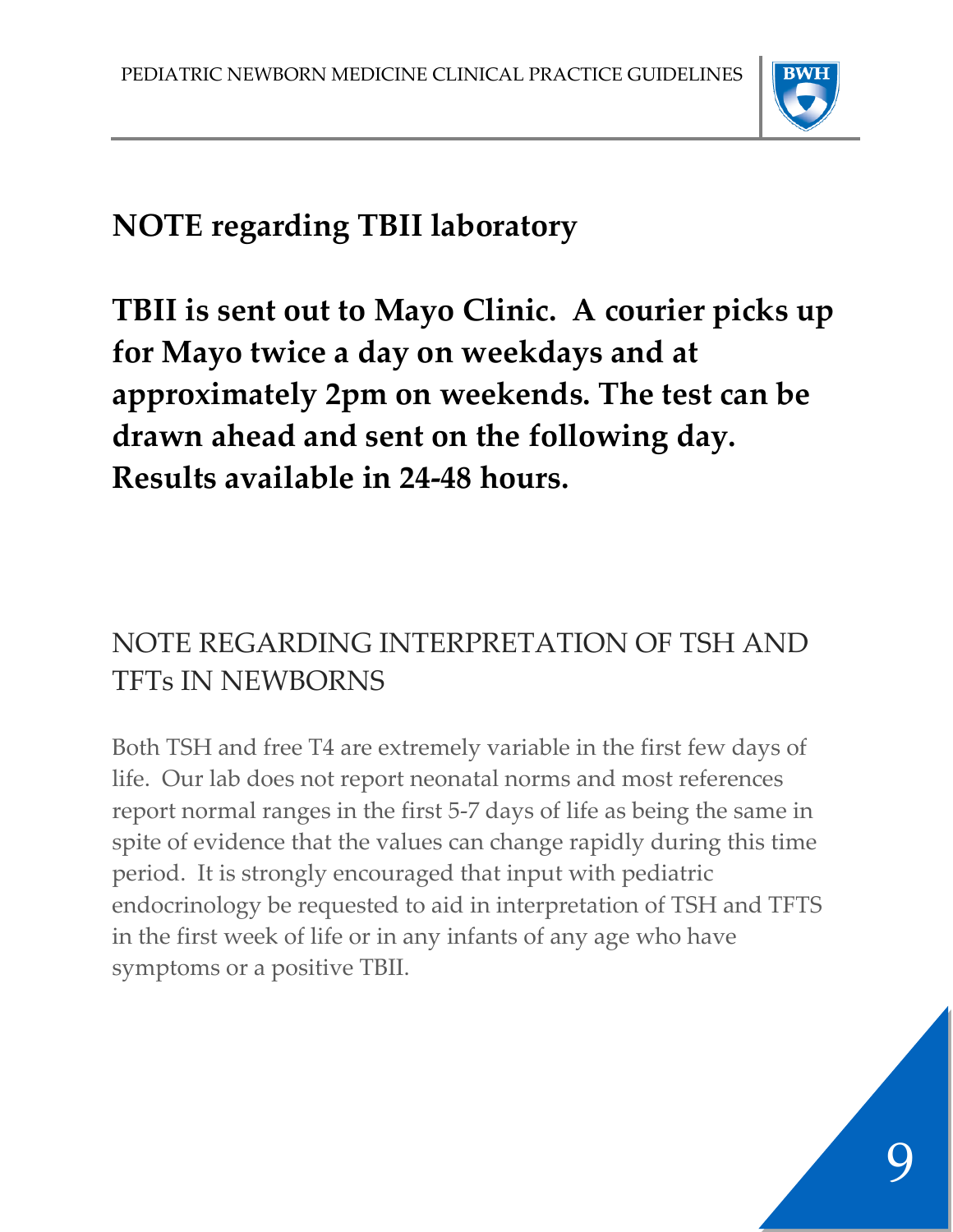## NOTE regarding TBII laboratory

**TBII is sent out to Mayo Clinic. A courier picks up for Mayo twice a day on weekdays and at approximately 2pm on weekends. The test can be drawn ahead and sent on the following day. Results available in 24-48 hours.**

## NOTE REGARDING INTERPRETATION OF TSH AND TFTs IN NEWBORNS

Both TSH and free T4 are extremely variable in the first few days of life. Our lab does not report neonatal norms and most references report normal ranges in the first 5-7 days of life as being the same in spite of evidence that the values can change rapidly during this time period. It is strongly encouraged that input with pediatric endocrinology be requested to aid in interpretation of TSH and TFTS in the first week of life or in any infants of any age who have symptoms or a positive TBII.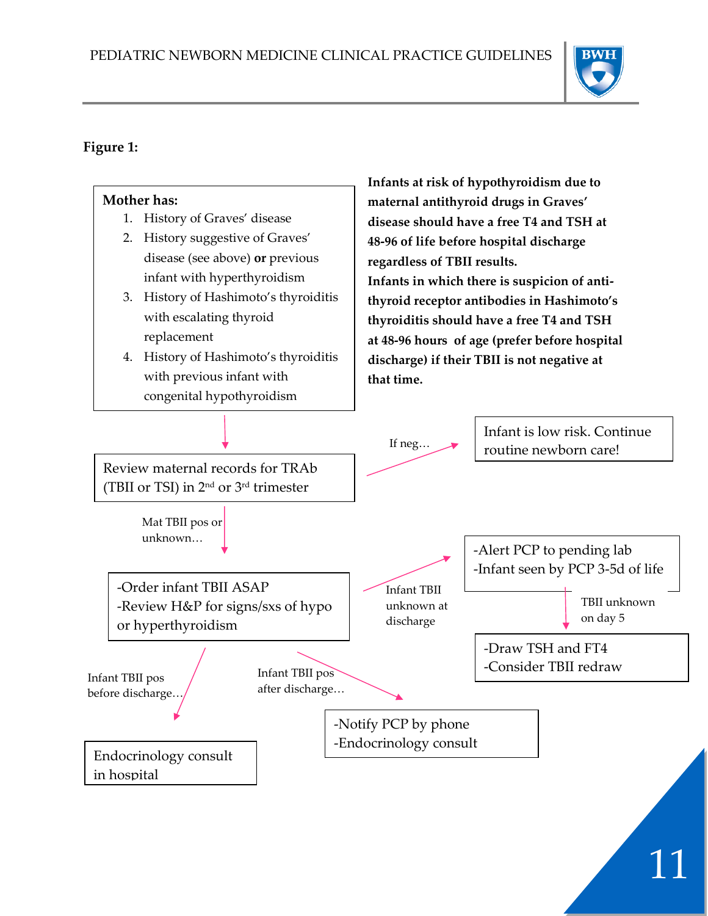**Figure 1:**

**Mother has:**

1. History of Graves' disease
2. History suggestive of Graves' disease (see above) **or** previous infant with hyperthyroidism
3. History of Hashimoto's thyroiditis with escalating thyroid replacement
4. History of Hashimoto's thyroiditis with previous infant with congenital hypothyroidism

**Infants at risk of hypothyroidism due to maternal antithyroid drugs in Graves' disease should have a free T4 and TSH at 48-96 of life before hospital discharge regardless of TBII results.**
**Infants in which there is suspicion of anti-thyroid receptor antibodies in Hashimoto's thyroiditis should have a free T4 and TSH at 48-96 hours of age (prefer before hospital discharge) if their TBII is not negative at that time.**

Review maternal records for TRAb (TBII or TSI) in 2nd or 3rd trimester

If neg…

Infant is low risk. Continue routine newborn care!

Mat TBII pos or unknown…

-Order infant TBII ASAP
-Review H&P for signs/sxs of hypo or hyperthyroidism

Infant TBII unknown at discharge

-Alert PCP to pending lab
-Infant seen by PCP 3-5d of life

TBII unknown on day 5

-Draw TSH and FT4
-Consider TBII redraw

Infant TBII pos before discharge…

Endocrinology consult in hospital

Infant TBII pos after discharge…

-Notify PCP by phone
-Endocrinology consult